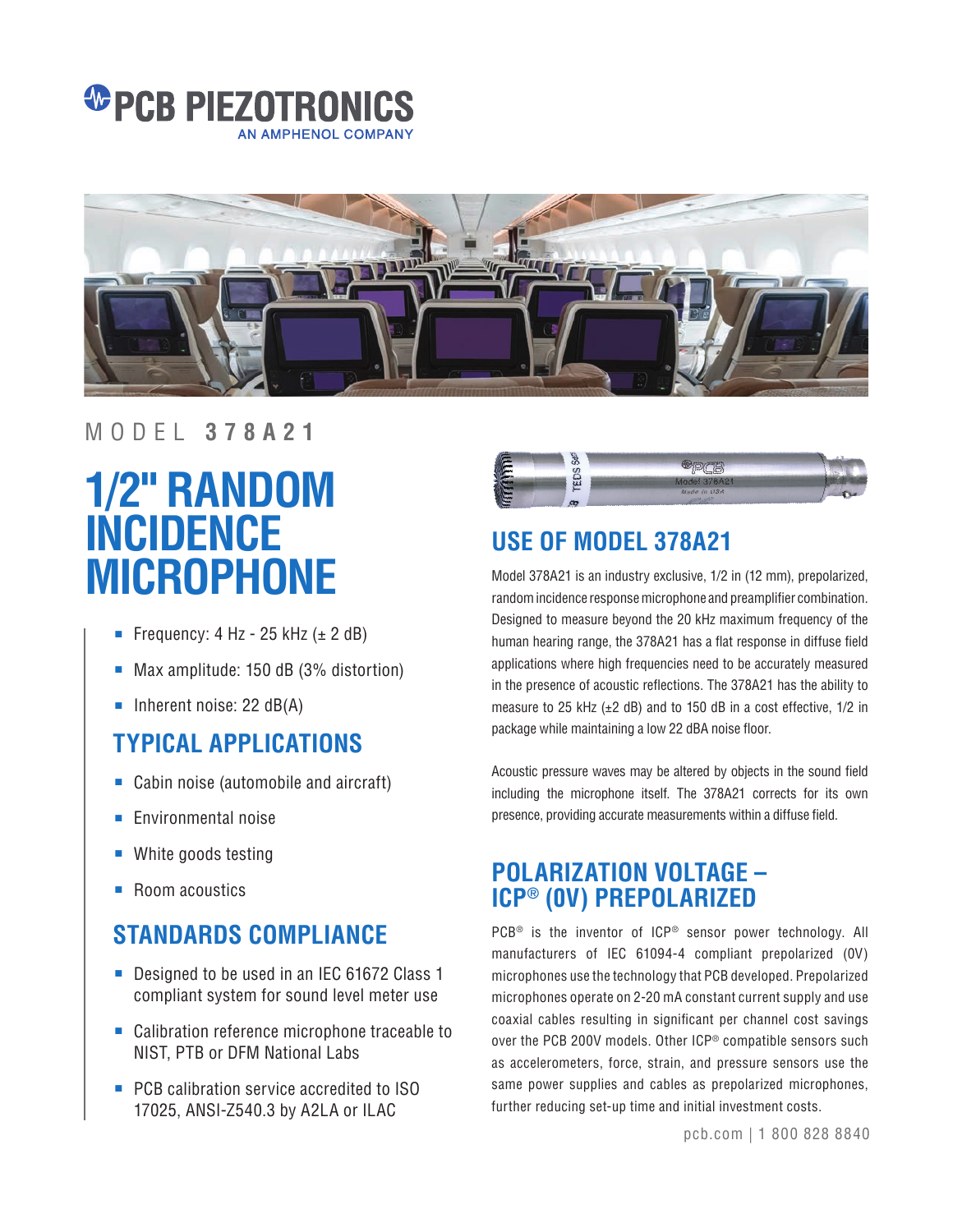PCB PIEZOTRONICS
AN AMPHENOL COMPANY

MODEL **378A21**

# 1/2" RANDOM INCIDENCE MICROPHONE

- Frequency: 4 Hz - 25 kHz (± 2 dB)
- Max amplitude: 150 dB (3% distortion)
- Inherent noise: 22 dB(A)

## TYPICAL APPLICATIONS

- Cabin noise (automobile and aircraft)
- Environmental noise
- White goods testing
- Room acoustics

## STANDARDS COMPLIANCE

- Designed to be used in an IEC 61672 Class 1 compliant system for sound level meter use
- Calibration reference microphone traceable to NIST, PTB or DFM National Labs
- PCB calibration service accredited to ISO 17025, ANSI-Z540.3 by A2LA or ILAC

## USE OF MODEL 378A21

Model 378A21 is an industry exclusive, 1/2 in (12 mm), prepolarized, random incidence response microphone and preamplifier combination. Designed to measure beyond the 20 kHz maximum frequency of the human hearing range, the 378A21 has a flat response in diffuse field applications where high frequencies need to be accurately measured in the presence of acoustic reflections. The 378A21 has the ability to measure to 25 kHz (±2 dB) and to 150 dB in a cost effective, 1/2 in package while maintaining a low 22 dBA noise floor.

Acoustic pressure waves may be altered by objects in the sound field including the microphone itself. The 378A21 corrects for its own presence, providing accurate measurements within a diffuse field.

## POLARIZATION VOLTAGE – ICP® (0V) PREPOLARIZED

PCB® is the inventor of ICP® sensor power technology. All manufacturers of IEC 61094-4 compliant prepolarized (0V) microphones use the technology that PCB developed. Prepolarized microphones operate on 2-20 mA constant current supply and use coaxial cables resulting in significant per channel cost savings over the PCB 200V models. Other ICP® compatible sensors such as accelerometers, force, strain, and pressure sensors use the same power supplies and cables as prepolarized microphones, further reducing set-up time and initial investment costs.

pcb.com | 1 800 828 8840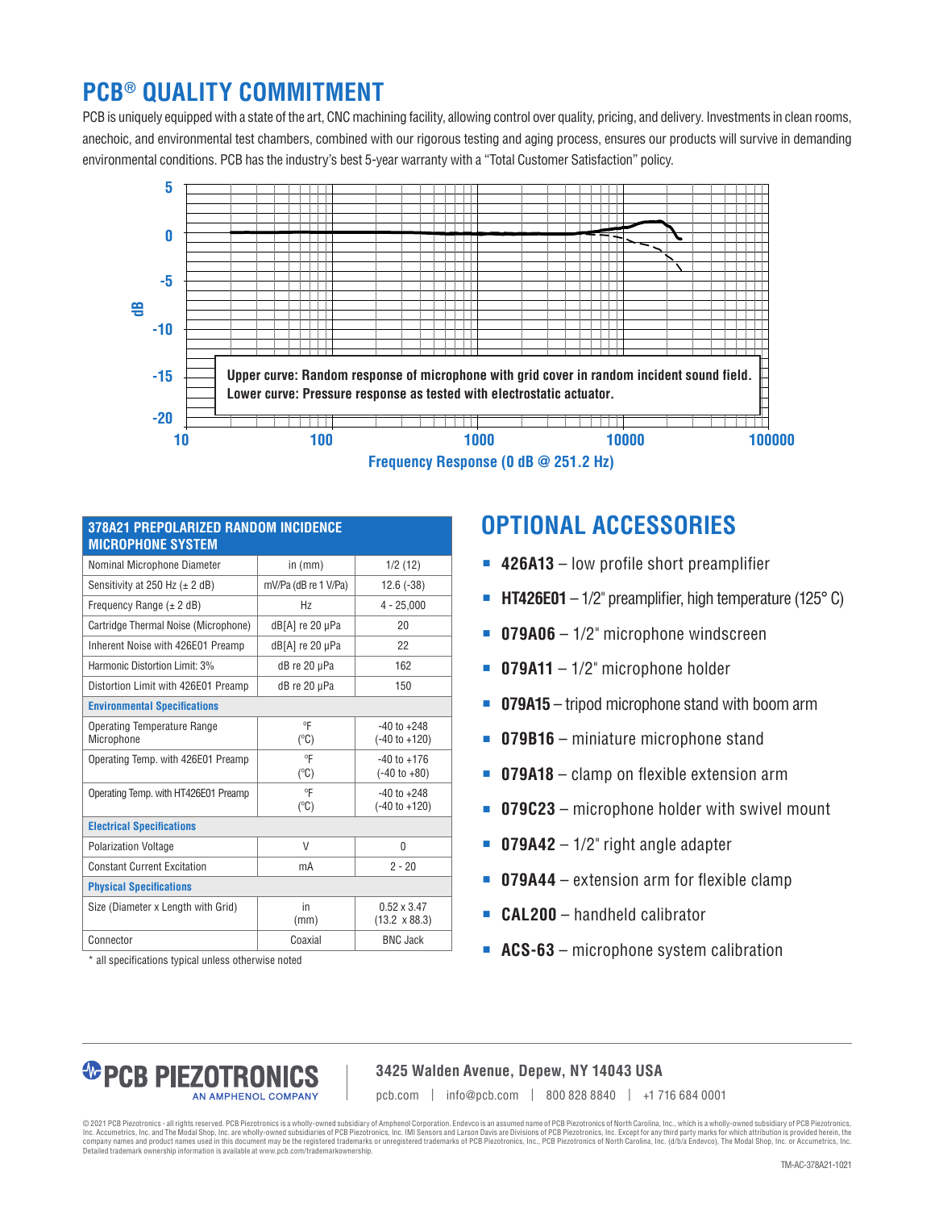## PCB® QUALITY COMMITMENT

PCB is uniquely equipped with a state of the art, CNC machining facility, allowing control over quality, pricing, and delivery. Investments in clean rooms, anechoic, and environmental test chambers, combined with our rigorous testing and aging process, ensures our products will survive in demanding environmental conditions. PCB has the industry's best 5-year warranty with a "Total Customer Satisfaction" policy.

5
0
-5
-10
-15
-20
dB
10
100
1000
10000
100000

Upper curve: Random response of microphone with grid cover in random incident sound field.
Lower curve: Pressure response as tested with electrostatic actuator.

Frequency Response (0 dB @ 251.2 Hz)

| 378A21 PREPOLARIZED RANDOM INCIDENCE MICROPHONE SYSTEM | | |
|---|---|---|
| Nominal Microphone Diameter | in (mm) | 1/2 (12) |
| Sensitivity at 250 Hz (± 2 dB) | mV/Pa (dB re 1 V/Pa) | 12.6 (-38) |
| Frequency Range (± 2 dB) | Hz | 4 - 25,000 |
| Cartridge Thermal Noise (Microphone) | dB[A] re 20 µPa | 20 |
| Inherent Noise with 426E01 Preamp | dB[A] re 20 µPa | 22 |
| Harmonic Distortion Limit: 3% | dB re 20 µPa | 162 |
| Distortion Limit with 426E01 Preamp | dB re 20 µPa | 150 |
| **Environmental Specifications** | | |
| Operating Temperature Range Microphone | °F (°C) | -40 to +248 (-40 to +120) |
| Operating Temp. with 426E01 Preamp | °F (°C) | -40 to +176 (-40 to +80) |
| Operating Temp. with HT426E01 Preamp | °F (°C) | -40 to +248 (-40 to +120) |
| **Electrical Specifications** | | |
| Polarization Voltage | V | 0 |
| Constant Current Excitation | mA | 2 - 20 |
| **Physical Specifications** | | |
| Size (Diameter x Length with Grid) | in (mm) | 0.52 x 3.47 (13.2 x 88.3) |
| Connector | Coaxial | BNC Jack |

\* all specifications typical unless otherwise noted

## OPTIONAL ACCESSORIES

- **426A13** – low profile short preamplifier
- **HT426E01** – 1/2" preamplifier, high temperature (125° C)
- **079A06** – 1/2" microphone windscreen
- **079A11** – 1/2" microphone holder
- **079A15** – tripod microphone stand with boom arm
- **079B16** – miniature microphone stand
- **079A18** – clamp on flexible extension arm
- **079C23** – microphone holder with swivel mount
- **079A42** – 1/2" right angle adapter
- **079A44** – extension arm for flexible clamp
- **CAL200** – handheld calibrator
- **ACS-63** – microphone system calibration

PCB PIEZOTRONICS
AN AMPHENOL COMPANY

**3425 Walden Avenue, Depew, NY 14043 USA**

pcb.com | info@pcb.com | 800 828 8840 | +1 716 684 0001

© 2021 PCB Piezotronics - all rights reserved. PCB Piezotronics is a wholly-owned subsidiary of Amphenol Corporation. Endevco is an assumed name of PCB Piezotronics of North Carolina, Inc., which is a wholly-owned subsidiary of PCB Piezotronics, Inc. Accumetrics, Inc. and The Modal Shop, Inc. are wholly-owned subsidiaries of PCB Piezotronics, Inc. IMI Sensors and Larson Davis are Divisions of PCB Piezotronics, Inc. Except for any third party marks for which attribution is provided herein, the company names and product names used in this document may be the registered trademarks or unregistered trademarks of PCB Piezotronics, Inc., PCB Piezotronics of North Carolina, Inc. (d/b/a Endevco), The Modal Shop, Inc. or Accumetrics, Inc. Detailed trademark ownership information is available at www.pcb.com/trademarkownership.

TM-AC-378A21-1021